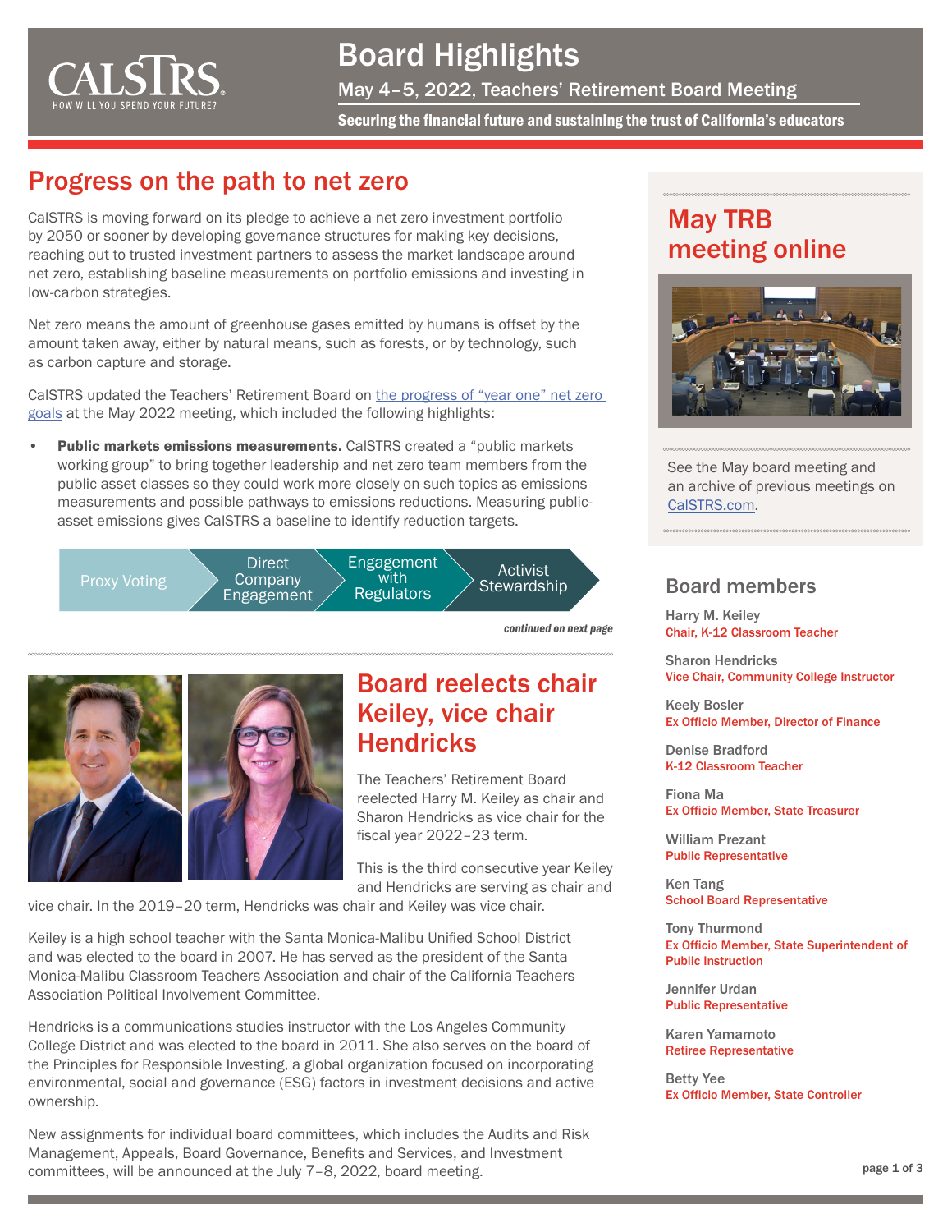# Board Highlights

## May 4–5, 2022, Teachers' Retirement Board Meeting

**Securing the financial future and sustaining the trust of California's educators**

## Progress on the path to net zero

CalSTRS is moving forward on its pledge to achieve a net zero investment portfolio by 2050 or sooner by developing governance structures for making key decisions, reaching out to trusted investment partners to assess the market landscape around net zero, establishing baseline measurements on portfolio emissions and investing in low-carbon strategies.

Net zero means the amount of greenhouse gases emitted by humans is offset by the amount taken away, either by natural means, such as forests, or by technology, such as carbon capture and storage.

CalSTRS updated the Teachers' Retirement Board on the progress of "year one" net zero goals at the May 2022 meeting, which included the following highlights:

- **Public markets emissions measurements.** CalSTRS created a "public markets working group" to bring together leadership and net zero team members from the public asset classes so they could work more closely on such topics as emissions measurements and possible pathways to emissions reductions. Measuring public-asset emissions gives CalSTRS a baseline to identify reduction targets.

Proxy Voting → Direct Company Engagement → Engagement with Regulators → Activist Stewardship

*continued on next page*

## Board reelects chair Keiley, vice chair Hendricks

The Teachers' Retirement Board reelected Harry M. Keiley as chair and Sharon Hendricks as vice chair for the fiscal year 2022–23 term.

This is the third consecutive year Keiley and Hendricks are serving as chair and vice chair. In the 2019–20 term, Hendricks was chair and Keiley was vice chair.

Keiley is a high school teacher with the Santa Monica-Malibu Unified School District and was elected to the board in 2007. He has served as the president of the Santa Monica-Malibu Classroom Teachers Association and chair of the California Teachers Association Political Involvement Committee.

Hendricks is a communications studies instructor with the Los Angeles Community College District and was elected to the board in 2011. She also serves on the board of the Principles for Responsible Investing, a global organization focused on incorporating environmental, social and governance (ESG) factors in investment decisions and active ownership.

New assignments for individual board committees, which includes the Audits and Risk Management, Appeals, Board Governance, Benefits and Services, and Investment committees, will be announced at the July 7–8, 2022, board meeting.

## May TRB meeting online

See the May board meeting and an archive of previous meetings on CalSTRS.com.

## Board members

Harry M. Keiley
**Chair, K-12 Classroom Teacher**

Sharon Hendricks
**Vice Chair, Community College Instructor**

Keely Bosler
**Ex Officio Member, Director of Finance**

Denise Bradford
**K-12 Classroom Teacher**

Fiona Ma
**Ex Officio Member, State Treasurer**

William Prezant
**Public Representative**

Ken Tang
**School Board Representative**

Tony Thurmond
**Ex Officio Member, State Superintendent of Public Instruction**

Jennifer Urdan
**Public Representative**

Karen Yamamoto
**Retiree Representative**

Betty Yee
**Ex Officio Member, State Controller**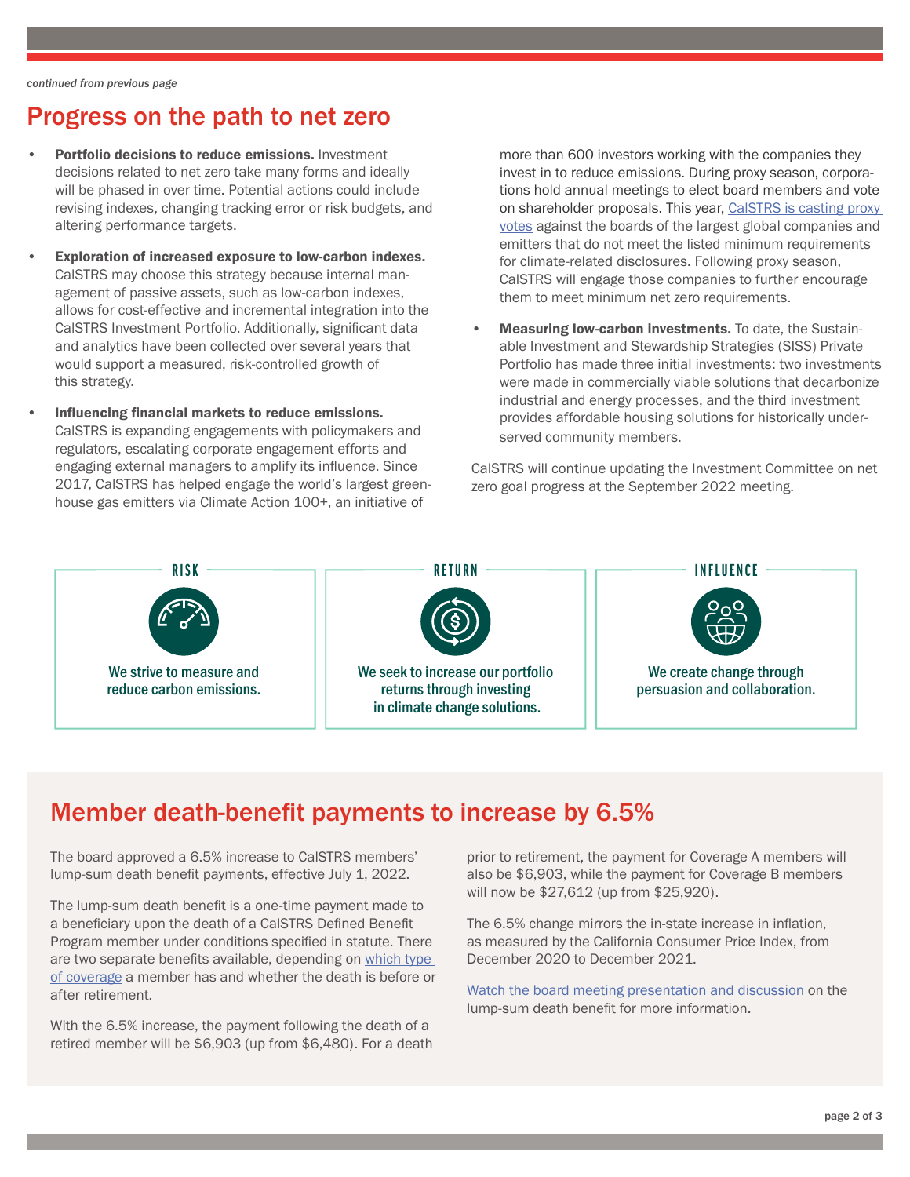*continued from previous page*

# Progress on the path to net zero

- **Portfolio decisions to reduce emissions.** Investment decisions related to net zero take many forms and ideally will be phased in over time. Potential actions could include revising indexes, changing tracking error or risk budgets, and altering performance targets.
- **Exploration of increased exposure to low-carbon indexes.** CalSTRS may choose this strategy because internal management of passive assets, such as low-carbon indexes, allows for cost-effective and incremental integration into the CalSTRS Investment Portfolio. Additionally, significant data and analytics have been collected over several years that would support a measured, risk-controlled growth of this strategy.
- **Influencing financial markets to reduce emissions.** CalSTRS is expanding engagements with policymakers and regulators, escalating corporate engagement efforts and engaging external managers to amplify its influence. Since 2017, CalSTRS has helped engage the world's largest greenhouse gas emitters via Climate Action 100+, an initiative of more than 600 investors working with the companies they invest in to reduce emissions. During proxy season, corporations hold annual meetings to elect board members and vote on shareholder proposals. This year, CalSTRS is casting proxy votes against the boards of the largest global companies and emitters that do not meet the listed minimum requirements for climate-related disclosures. Following proxy season, CalSTRS will engage those companies to further encourage them to meet minimum net zero requirements.
- **Measuring low-carbon investments.** To date, the Sustainable Investment and Stewardship Strategies (SISS) Private Portfolio has made three initial investments: two investments were made in commercially viable solutions that decarbonize industrial and energy processes, and the third investment provides affordable housing solutions for historically underserved community members.

CalSTRS will continue updating the Investment Committee on net zero goal progress at the September 2022 meeting.

**RISK**

We strive to measure and reduce carbon emissions.

**RETURN**

We seek to increase our portfolio returns through investing in climate change solutions.

**INFLUENCE**

We create change through persuasion and collaboration.

# Member death-benefit payments to increase by 6.5%

The board approved a 6.5% increase to CalSTRS members' lump-sum death benefit payments, effective July 1, 2022.

The lump-sum death benefit is a one-time payment made to a beneficiary upon the death of a CalSTRS Defined Benefit Program member under conditions specified in statute. There are two separate benefits available, depending on which type of coverage a member has and whether the death is before or after retirement.

With the 6.5% increase, the payment following the death of a retired member will be $6,903 (up from $6,480). For a death prior to retirement, the payment for Coverage A members will also be $6,903, while the payment for Coverage B members will now be $27,612 (up from $25,920).

The 6.5% change mirrors the in-state increase in inflation, as measured by the California Consumer Price Index, from December 2020 to December 2021.

Watch the board meeting presentation and discussion on the lump-sum death benefit for more information.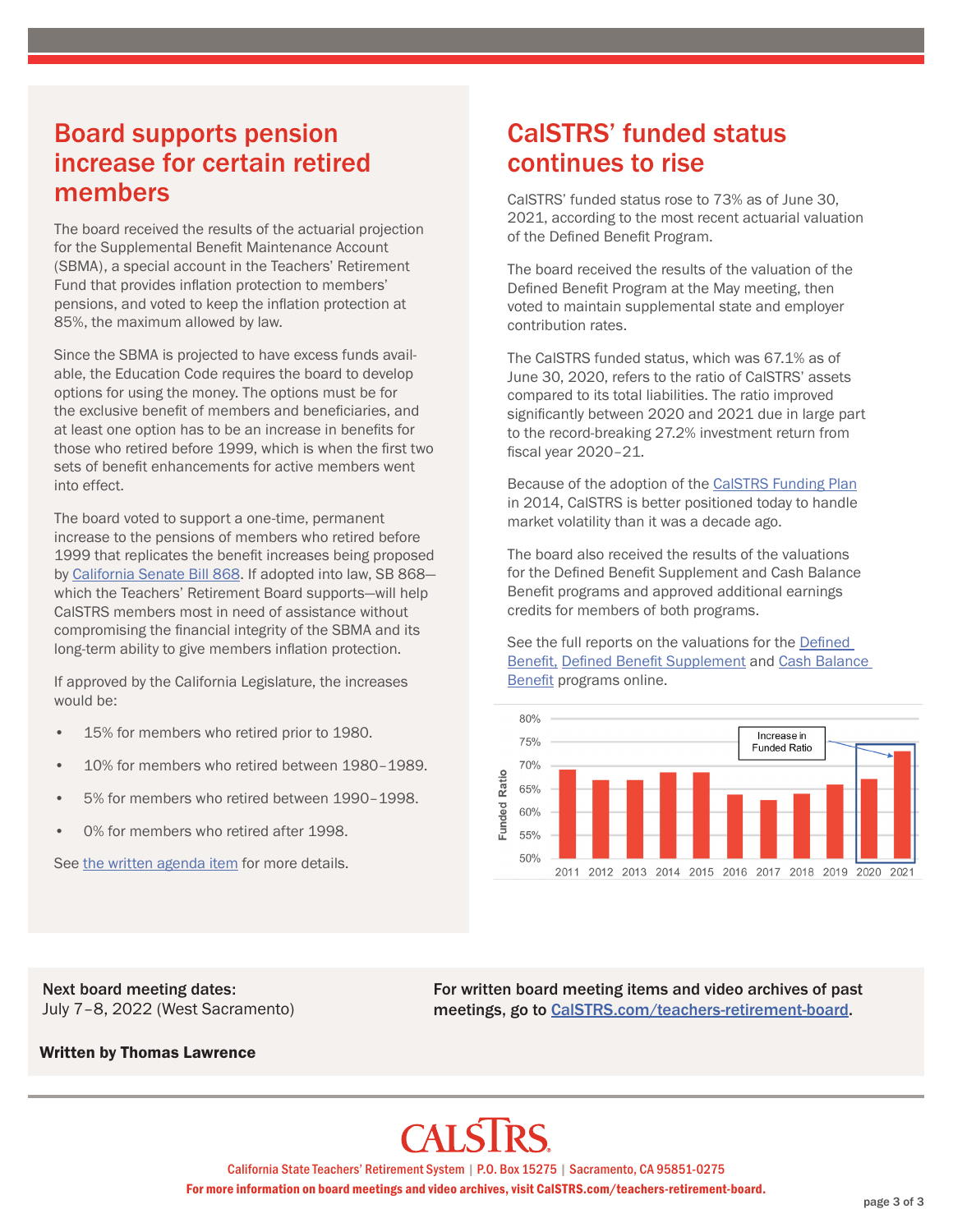## Board supports pension increase for certain retired members

The board received the results of the actuarial projection for the Supplemental Benefit Maintenance Account (SBMA), a special account in the Teachers' Retirement Fund that provides inflation protection to members' pensions, and voted to keep the inflation protection at 85%, the maximum allowed by law.

Since the SBMA is projected to have excess funds available, the Education Code requires the board to develop options for using the money. The options must be for the exclusive benefit of members and beneficiaries, and at least one option has to be an increase in benefits for those who retired before 1999, which is when the first two sets of benefit enhancements for active members went into effect.

The board voted to support a one-time, permanent increase to the pensions of members who retired before 1999 that replicates the benefit increases being proposed by California Senate Bill 868. If adopted into law, SB 868—which the Teachers' Retirement Board supports—will help CalSTRS members most in need of assistance without compromising the financial integrity of the SBMA and its long-term ability to give members inflation protection.

If approved by the California Legislature, the increases would be:

- 15% for members who retired prior to 1980.
- 10% for members who retired between 1980–1989.
- 5% for members who retired between 1990–1998.
- 0% for members who retired after 1998.

See the written agenda item for more details.

## CalSTRS' funded status continues to rise

CalSTRS' funded status rose to 73% as of June 30, 2021, according to the most recent actuarial valuation of the Defined Benefit Program.

The board received the results of the valuation of the Defined Benefit Program at the May meeting, then voted to maintain supplemental state and employer contribution rates.

The CalSTRS funded status, which was 67.1% as of June 30, 2020, refers to the ratio of CalSTRS' assets compared to its total liabilities. The ratio improved significantly between 2020 and 2021 due in large part to the record-breaking 27.2% investment return from fiscal year 2020–21.

Because of the adoption of the CalSTRS Funding Plan in 2014, CalSTRS is better positioned today to handle market volatility than it was a decade ago.

The board also received the results of the valuations for the Defined Benefit Supplement and Cash Balance Benefit programs and approved additional earnings credits for members of both programs.

See the full reports on the valuations for the Defined Benefit, Defined Benefit Supplement and Cash Balance Benefit programs online.

Funded Ratio

80%
75%
70%
65%
60%
55%
50%

2011 2012 2013 2014 2015 2016 2017 2018 2019 2020 2021

Increase in Funded Ratio

**Next board meeting dates:**
July 7–8, 2022 (West Sacramento)

**For written board meeting items and video archives of past meetings, go to CalSTRS.com/teachers-retirement-board.**

**Written by Thomas Lawrence**

CALSTRS

California State Teachers' Retirement System | P.O. Box 15275 | Sacramento, CA 95851-0275

**For more information on board meetings and video archives, visit CalSTRS.com/teachers-retirement-board.**